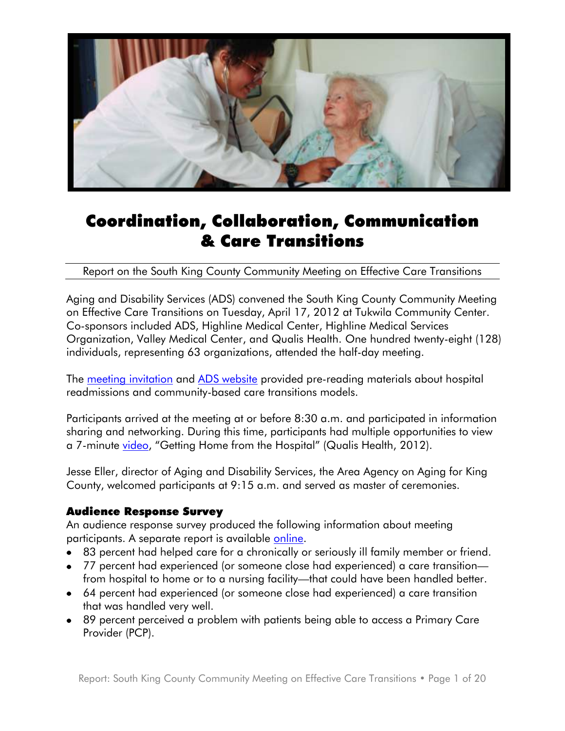# Coordination, Collaboration, Communication & Care Transitions

Report on the South King County Community Meeting on Effective Care Transitions

Aging and Disability Services (ADS) convened the South King County Community Meeting on Effective Care Transitions on Tuesday, April 17, 2012 at Tukwila Community Center. Co-sponsors included ADS, Highline Medical Center, Highline Medical Services Organization, Valley Medical Center, and Qualis Health. One hundred twenty-eight (128) individuals, representing 63 organizations, attended the half-day meeting.

The meeting invitation and ADS website provided pre-reading materials about hospital readmissions and community-based care transitions models.

Participants arrived at the meeting at or before 8:30 a.m. and participated in information sharing and networking. During this time, participants had multiple opportunities to view a 7-minute video, "Getting Home from the Hospital" (Qualis Health, 2012).

Jesse Eller, director of Aging and Disability Services, the Area Agency on Aging for King County, welcomed participants at 9:15 a.m. and served as master of ceremonies.

## Audience Response Survey

An audience response survey produced the following information about meeting participants. A separate report is available online.

- 83 percent had helped care for a chronically or seriously ill family member or friend.
- 77 percent had experienced (or someone close had experienced) a care transition—from hospital to home or to a nursing facility—that could have been handled better.
- 64 percent had experienced (or someone close had experienced) a care transition that was handled very well.
- 89 percent perceived a problem with patients being able to access a Primary Care Provider (PCP).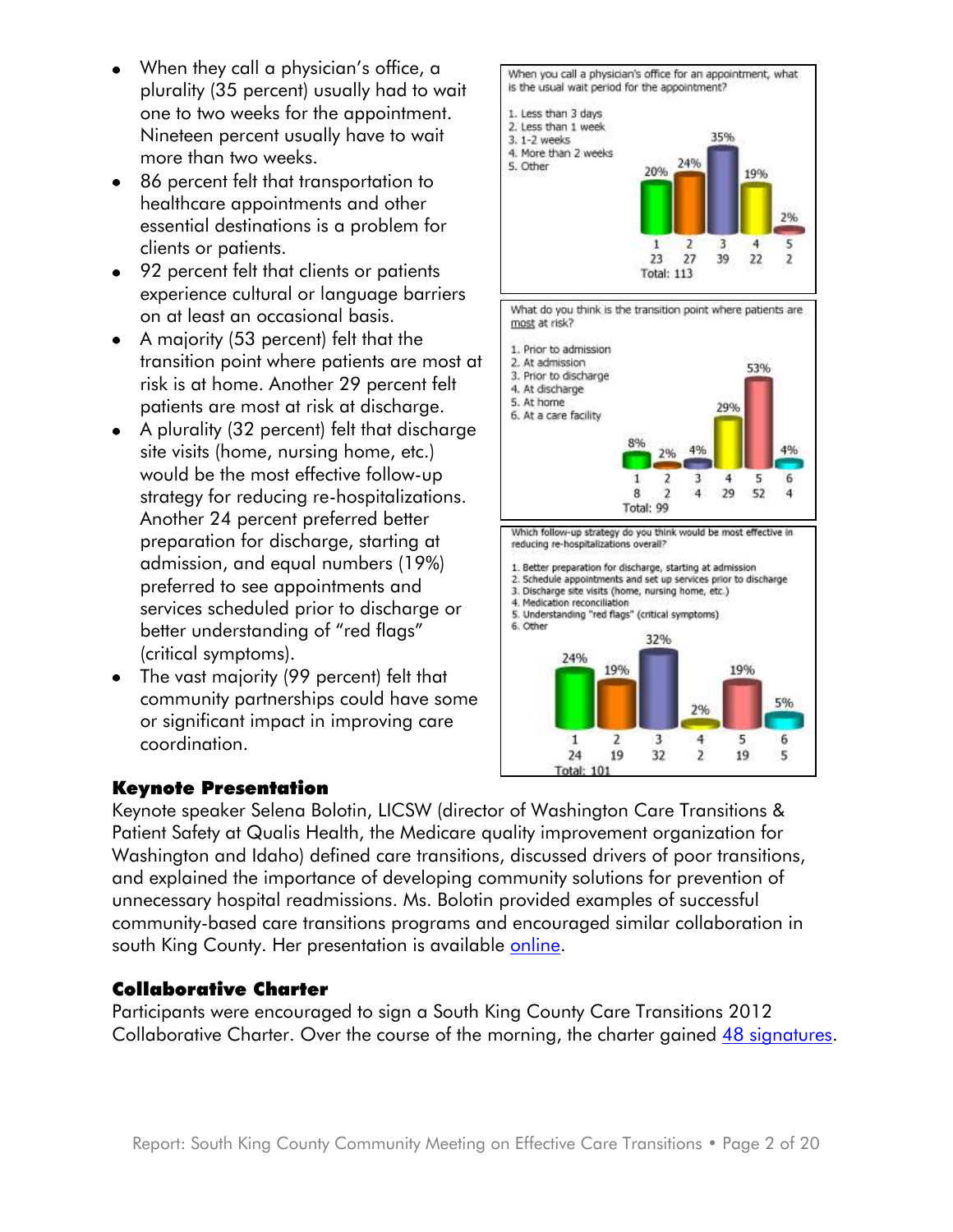- When they call a physician's office, a plurality (35 percent) usually had to wait one to two weeks for the appointment. Nineteen percent usually have to wait more than two weeks.
- 86 percent felt that transportation to healthcare appointments and other essential destinations is a problem for clients or patients.
- 92 percent felt that clients or patients experience cultural or language barriers on at least an occasional basis.
- A majority (53 percent) felt that the transition point where patients are most at risk is at home. Another 29 percent felt patients are most at risk at discharge.
- A plurality (32 percent) felt that discharge site visits (home, nursing home, etc.) would be the most effective follow-up strategy for reducing re-hospitalizations. Another 24 percent preferred better preparation for discharge, starting at admission, and equal numbers (19%) preferred to see appointments and services scheduled prior to discharge or better understanding of "red flags" (critical symptoms).
- The vast majority (99 percent) felt that community partnerships could have some or significant impact in improving care coordination.

When you call a physician's office for an appointment, what is the usual wait period for the appointment?

| Response | Count | Percent |
|---|---|---|
| 1. Less than 3 days | 23 | 20% |
| 2. Less than 1 week | 27 | 24% |
| 3. 1-2 weeks | 39 | 35% |
| 4. More than 2 weeks | 22 | 19% |
| 5. Other | 2 | 2% |
| Total | 113 | |

What do you think is the transition point where patients are most at risk?

| Response | Count | Percent |
|---|---|---|
| 1. Prior to admission | 8 | 8% |
| 2. At admission | 2 | 2% |
| 3. Prior to discharge | 4 | 4% |
| 4. At discharge | 29 | 29% |
| 5. At home | 52 | 53% |
| 6. At a care facility | 4 | 4% |
| Total | 99 | |

Which follow-up strategy do you think would be most effective in reducing re-hospitalizations overall?

| Response | Count | Percent |
|---|---|---|
| 1. Better preparation for discharge, starting at admission | 24 | 24% |
| 2. Schedule appointments and set up services prior to discharge | 19 | 19% |
| 3. Discharge site visits (home, nursing home, etc.) | 32 | 32% |
| 4. Medication reconciliation | 2 | 2% |
| 5. Understanding "red flags" (critical symptoms) | 19 | 19% |
| 6. Other | 5 | 5% |
| Total | 101 | |

## Keynote Presentation

Keynote speaker Selena Bolotin, LICSW (director of Washington Care Transitions & Patient Safety at Qualis Health, the Medicare quality improvement organization for Washington and Idaho) defined care transitions, discussed drivers of poor transitions, and explained the importance of developing community solutions for prevention of unnecessary hospital readmissions. Ms. Bolotin provided examples of successful community-based care transitions programs and encouraged similar collaboration in south King County. Her presentation is available online.

## Collaborative Charter

Participants were encouraged to sign a South King County Care Transitions 2012 Collaborative Charter. Over the course of the morning, the charter gained 48 signatures.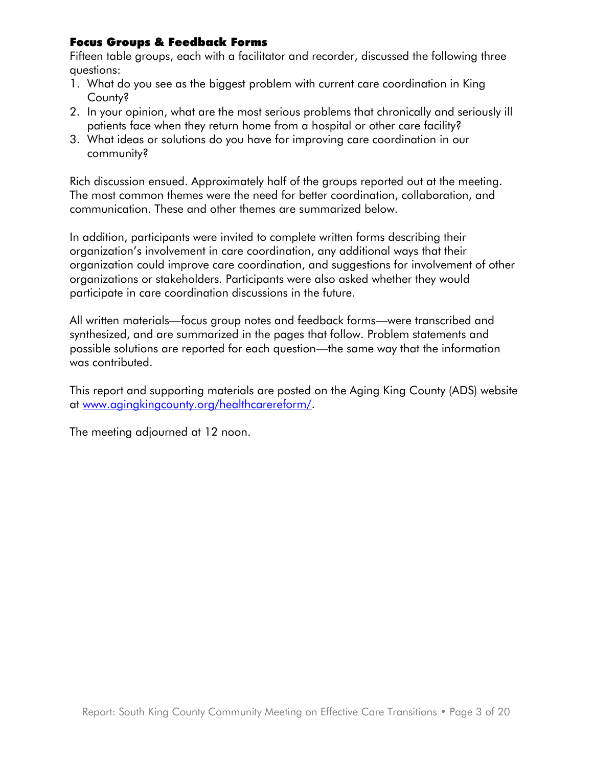## Focus Groups & Feedback Forms

Fifteen table groups, each with a facilitator and recorder, discussed the following three questions:

1. What do you see as the biggest problem with current care coordination in King County?
2. In your opinion, what are the most serious problems that chronically and seriously ill patients face when they return home from a hospital or other care facility?
3. What ideas or solutions do you have for improving care coordination in our community?

Rich discussion ensued. Approximately half of the groups reported out at the meeting. The most common themes were the need for better coordination, collaboration, and communication. These and other themes are summarized below.

In addition, participants were invited to complete written forms describing their organization's involvement in care coordination, any additional ways that their organization could improve care coordination, and suggestions for involvement of other organizations or stakeholders. Participants were also asked whether they would participate in care coordination discussions in the future.

All written materials—focus group notes and feedback forms—were transcribed and synthesized, and are summarized in the pages that follow. Problem statements and possible solutions are reported for each question—the same way that the information was contributed.

This report and supporting materials are posted on the Aging King County (ADS) website at [www.agingkingcounty.org/healthcarereform/](http://www.agingkingcounty.org/healthcarereform/).

The meeting adjourned at 12 noon.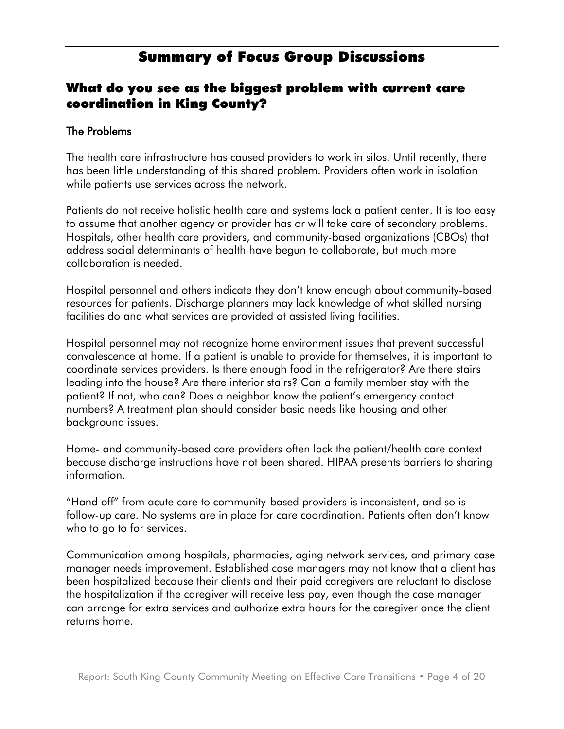# Summary of Focus Group Discussions

## What do you see as the biggest problem with current care coordination in King County?

### The Problems

The health care infrastructure has caused providers to work in silos. Until recently, there has been little understanding of this shared problem. Providers often work in isolation while patients use services across the network.

Patients do not receive holistic health care and systems lack a patient center. It is too easy to assume that another agency or provider has or will take care of secondary problems. Hospitals, other health care providers, and community-based organizations (CBOs) that address social determinants of health have begun to collaborate, but much more collaboration is needed.

Hospital personnel and others indicate they don't know enough about community-based resources for patients. Discharge planners may lack knowledge of what skilled nursing facilities do and what services are provided at assisted living facilities.

Hospital personnel may not recognize home environment issues that prevent successful convalescence at home. If a patient is unable to provide for themselves, it is important to coordinate services providers. Is there enough food in the refrigerator? Are there stairs leading into the house? Are there interior stairs? Can a family member stay with the patient? If not, who can? Does a neighbor know the patient's emergency contact numbers? A treatment plan should consider basic needs like housing and other background issues.

Home- and community-based care providers often lack the patient/health care context because discharge instructions have not been shared. HIPAA presents barriers to sharing information.

"Hand off" from acute care to community-based providers is inconsistent, and so is follow-up care. No systems are in place for care coordination. Patients often don't know who to go to for services.

Communication among hospitals, pharmacies, aging network services, and primary case manager needs improvement. Established case managers may not know that a client has been hospitalized because their clients and their paid caregivers are reluctant to disclose the hospitalization if the caregiver will receive less pay, even though the case manager can arrange for extra services and authorize extra hours for the caregiver once the client returns home.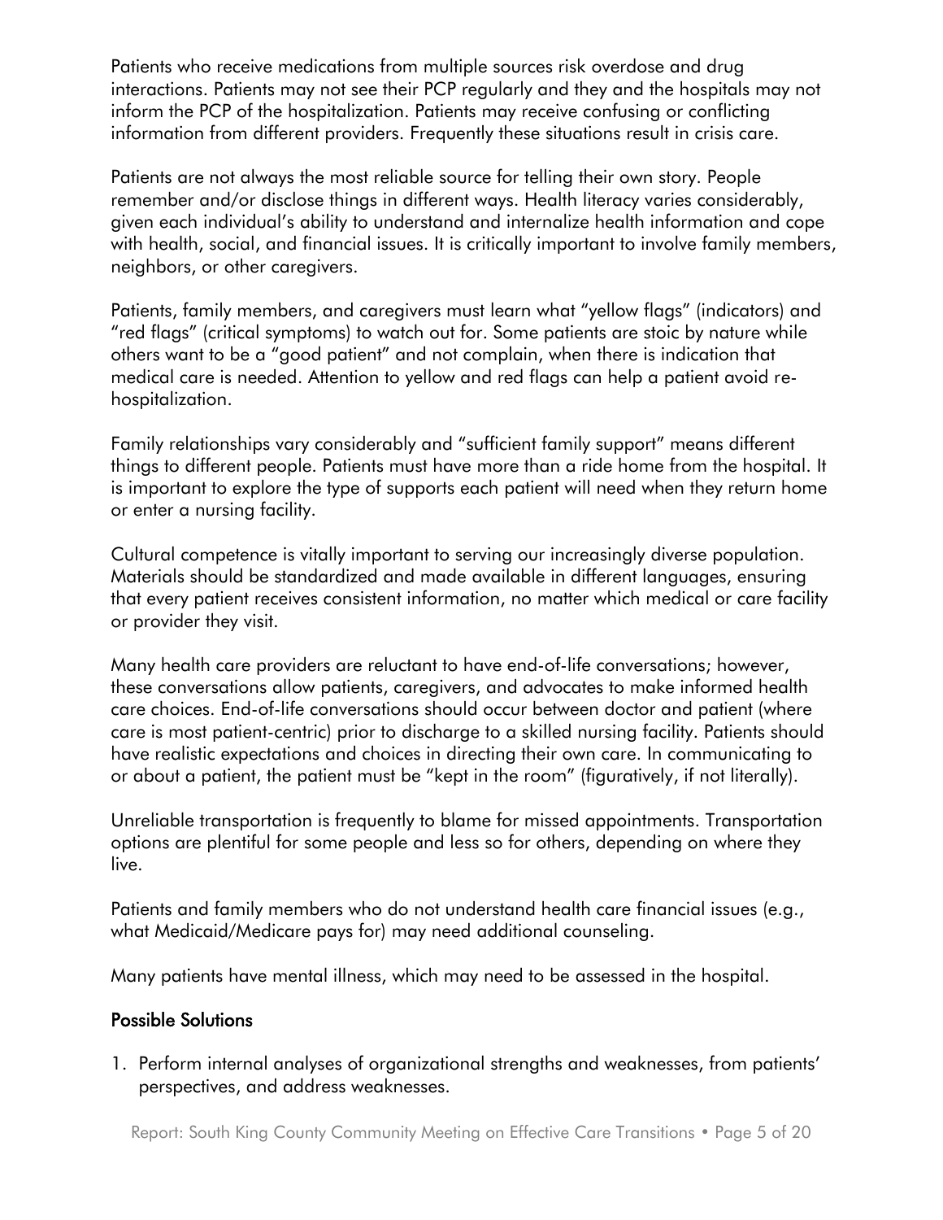Patients who receive medications from multiple sources risk overdose and drug interactions. Patients may not see their PCP regularly and they and the hospitals may not inform the PCP of the hospitalization. Patients may receive confusing or conflicting information from different providers. Frequently these situations result in crisis care.

Patients are not always the most reliable source for telling their own story. People remember and/or disclose things in different ways. Health literacy varies considerably, given each individual's ability to understand and internalize health information and cope with health, social, and financial issues. It is critically important to involve family members, neighbors, or other caregivers.

Patients, family members, and caregivers must learn what "yellow flags" (indicators) and "red flags" (critical symptoms) to watch out for. Some patients are stoic by nature while others want to be a "good patient" and not complain, when there is indication that medical care is needed. Attention to yellow and red flags can help a patient avoid re-hospitalization.

Family relationships vary considerably and "sufficient family support" means different things to different people. Patients must have more than a ride home from the hospital. It is important to explore the type of supports each patient will need when they return home or enter a nursing facility.

Cultural competence is vitally important to serving our increasingly diverse population. Materials should be standardized and made available in different languages, ensuring that every patient receives consistent information, no matter which medical or care facility or provider they visit.

Many health care providers are reluctant to have end-of-life conversations; however, these conversations allow patients, caregivers, and advocates to make informed health care choices. End-of-life conversations should occur between doctor and patient (where care is most patient-centric) prior to discharge to a skilled nursing facility. Patients should have realistic expectations and choices in directing their own care. In communicating to or about a patient, the patient must be "kept in the room" (figuratively, if not literally).

Unreliable transportation is frequently to blame for missed appointments. Transportation options are plentiful for some people and less so for others, depending on where they live.

Patients and family members who do not understand health care financial issues (e.g., what Medicaid/Medicare pays for) may need additional counseling.

Many patients have mental illness, which may need to be assessed in the hospital.

### Possible Solutions

1. Perform internal analyses of organizational strengths and weaknesses, from patients' perspectives, and address weaknesses.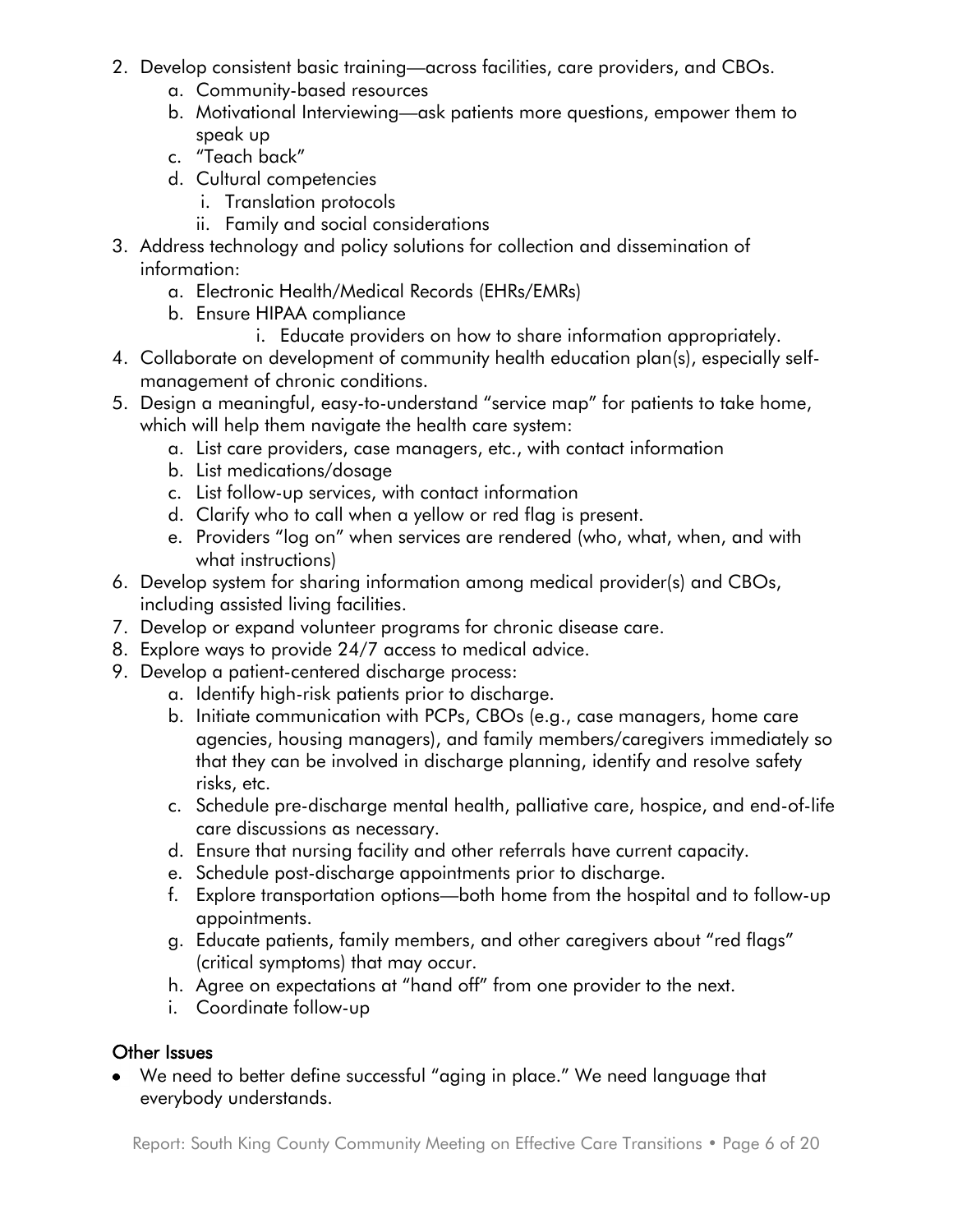2. Develop consistent basic training—across facilities, care providers, and CBOs.
   a. Community-based resources
   b. Motivational Interviewing—ask patients more questions, empower them to speak up
   c. "Teach back"
   d. Cultural competencies
      i. Translation protocols
      ii. Family and social considerations
3. Address technology and policy solutions for collection and dissemination of information:
   a. Electronic Health/Medical Records (EHRs/EMRs)
   b. Ensure HIPAA compliance
      i. Educate providers on how to share information appropriately.
4. Collaborate on development of community health education plan(s), especially self-management of chronic conditions.
5. Design a meaningful, easy-to-understand "service map" for patients to take home, which will help them navigate the health care system:
   a. List care providers, case managers, etc., with contact information
   b. List medications/dosage
   c. List follow-up services, with contact information
   d. Clarify who to call when a yellow or red flag is present.
   e. Providers "log on" when services are rendered (who, what, when, and with what instructions)
6. Develop system for sharing information among medical provider(s) and CBOs, including assisted living facilities.
7. Develop or expand volunteer programs for chronic disease care.
8. Explore ways to provide 24/7 access to medical advice.
9. Develop a patient-centered discharge process:
   a. Identify high-risk patients prior to discharge.
   b. Initiate communication with PCPs, CBOs (e.g., case managers, home care agencies, housing managers), and family members/caregivers immediately so that they can be involved in discharge planning, identify and resolve safety risks, etc.
   c. Schedule pre-discharge mental health, palliative care, hospice, and end-of-life care discussions as necessary.
   d. Ensure that nursing facility and other referrals have current capacity.
   e. Schedule post-discharge appointments prior to discharge.
   f. Explore transportation options—both home from the hospital and to follow-up appointments.
   g. Educate patients, family members, and other caregivers about "red flags" (critical symptoms) that may occur.
   h. Agree on expectations at "hand off" from one provider to the next.
   i. Coordinate follow-up

### Other Issues

- We need to better define successful "aging in place." We need language that everybody understands.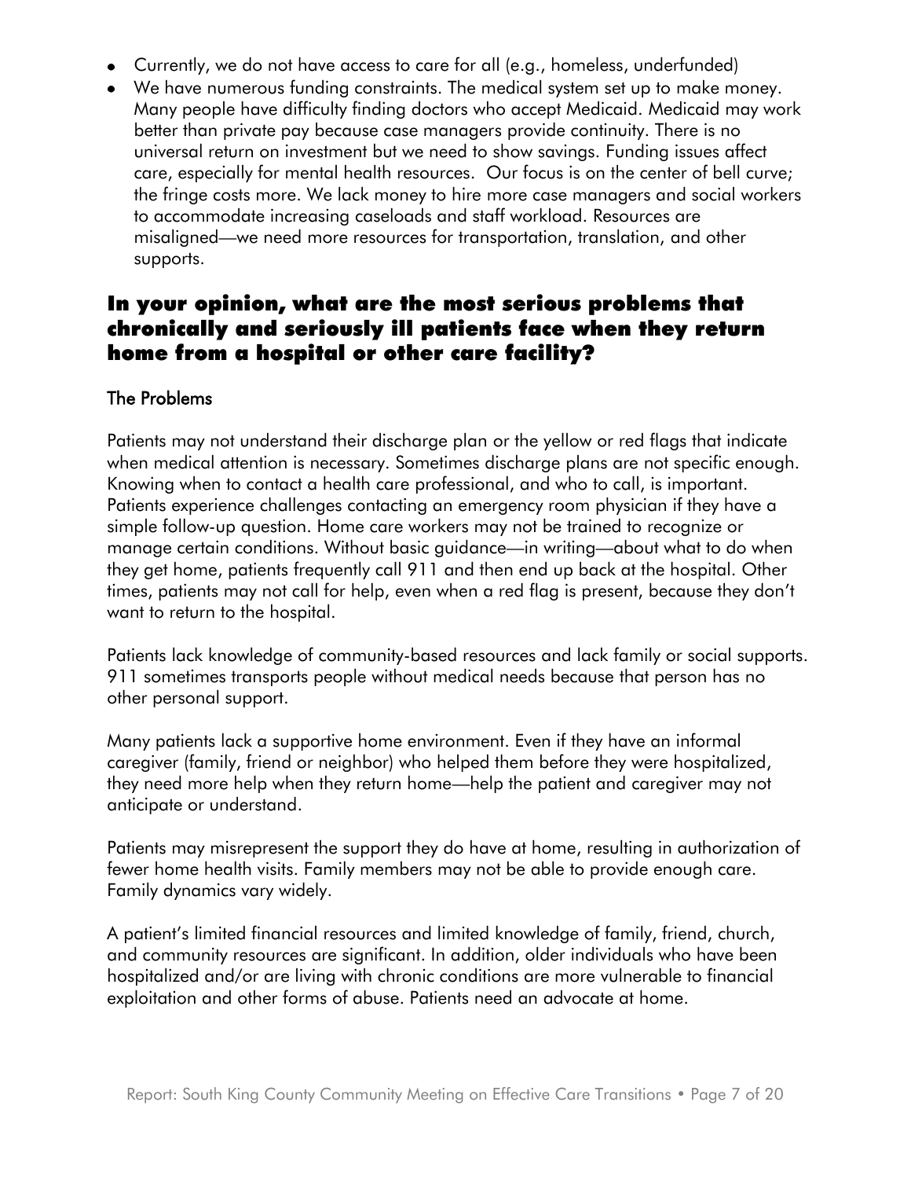- Currently, we do not have access to care for all (e.g., homeless, underfunded)
- We have numerous funding constraints. The medical system set up to make money. Many people have difficulty finding doctors who accept Medicaid. Medicaid may work better than private pay because case managers provide continuity. There is no universal return on investment but we need to show savings. Funding issues affect care, especially for mental health resources. Our focus is on the center of bell curve; the fringe costs more. We lack money to hire more case managers and social workers to accommodate increasing caseloads and staff workload. Resources are misaligned—we need more resources for transportation, translation, and other supports.

## In your opinion, what are the most serious problems that chronically and seriously ill patients face when they return home from a hospital or other care facility?

### The Problems

Patients may not understand their discharge plan or the yellow or red flags that indicate when medical attention is necessary. Sometimes discharge plans are not specific enough. Knowing when to contact a health care professional, and who to call, is important. Patients experience challenges contacting an emergency room physician if they have a simple follow-up question. Home care workers may not be trained to recognize or manage certain conditions. Without basic guidance—in writing—about what to do when they get home, patients frequently call 911 and then end up back at the hospital. Other times, patients may not call for help, even when a red flag is present, because they don't want to return to the hospital.

Patients lack knowledge of community-based resources and lack family or social supports. 911 sometimes transports people without medical needs because that person has no other personal support.

Many patients lack a supportive home environment. Even if they have an informal caregiver (family, friend or neighbor) who helped them before they were hospitalized, they need more help when they return home—help the patient and caregiver may not anticipate or understand.

Patients may misrepresent the support they do have at home, resulting in authorization of fewer home health visits. Family members may not be able to provide enough care. Family dynamics vary widely.

A patient's limited financial resources and limited knowledge of family, friend, church, and community resources are significant. In addition, older individuals who have been hospitalized and/or are living with chronic conditions are more vulnerable to financial exploitation and other forms of abuse. Patients need an advocate at home.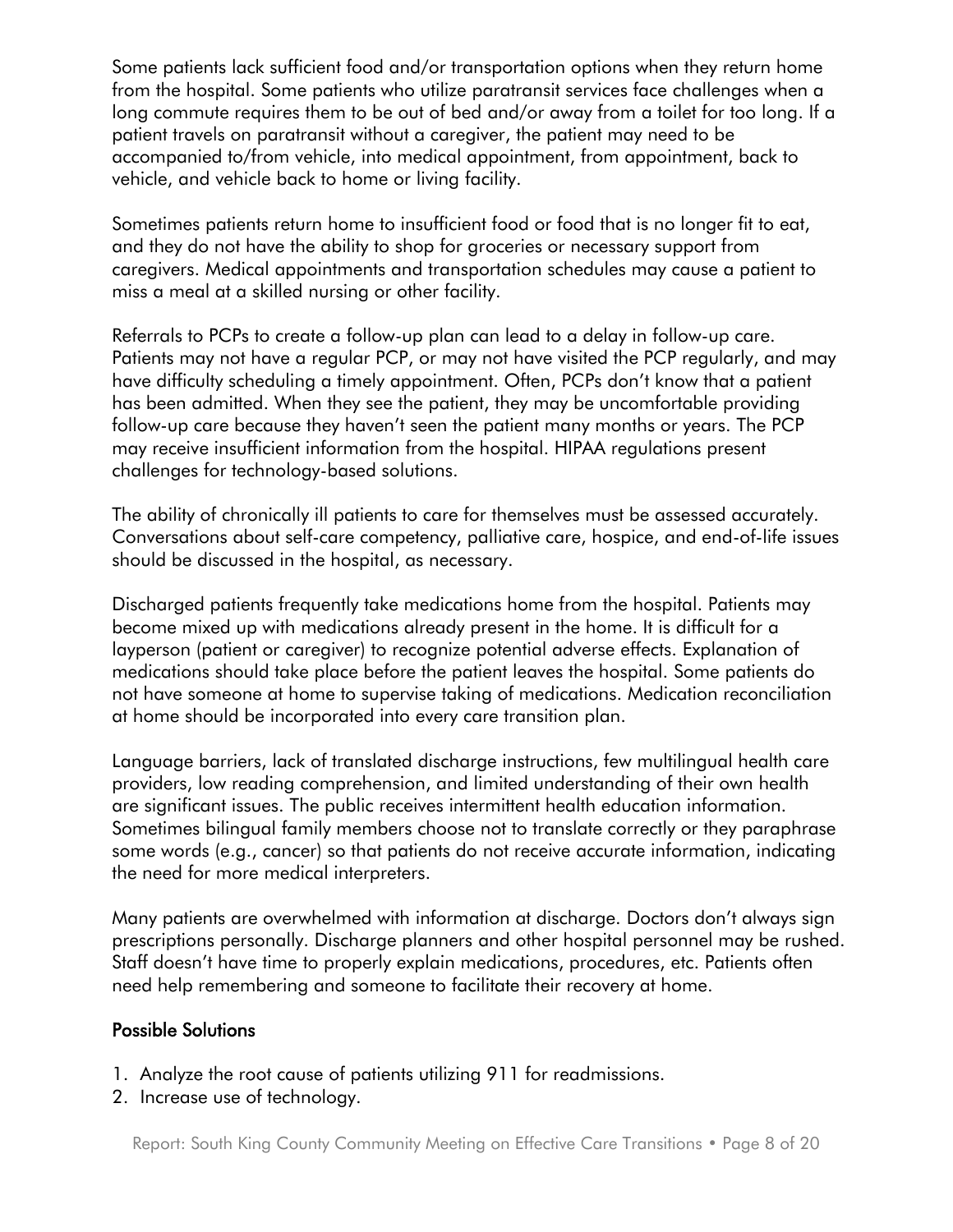Some patients lack sufficient food and/or transportation options when they return home from the hospital. Some patients who utilize paratransit services face challenges when a long commute requires them to be out of bed and/or away from a toilet for too long. If a patient travels on paratransit without a caregiver, the patient may need to be accompanied to/from vehicle, into medical appointment, from appointment, back to vehicle, and vehicle back to home or living facility.

Sometimes patients return home to insufficient food or food that is no longer fit to eat, and they do not have the ability to shop for groceries or necessary support from caregivers. Medical appointments and transportation schedules may cause a patient to miss a meal at a skilled nursing or other facility.

Referrals to PCPs to create a follow-up plan can lead to a delay in follow-up care. Patients may not have a regular PCP, or may not have visited the PCP regularly, and may have difficulty scheduling a timely appointment. Often, PCPs don't know that a patient has been admitted. When they see the patient, they may be uncomfortable providing follow-up care because they haven't seen the patient many months or years. The PCP may receive insufficient information from the hospital. HIPAA regulations present challenges for technology-based solutions.

The ability of chronically ill patients to care for themselves must be assessed accurately. Conversations about self-care competency, palliative care, hospice, and end-of-life issues should be discussed in the hospital, as necessary.

Discharged patients frequently take medications home from the hospital. Patients may become mixed up with medications already present in the home. It is difficult for a layperson (patient or caregiver) to recognize potential adverse effects. Explanation of medications should take place before the patient leaves the hospital. Some patients do not have someone at home to supervise taking of medications. Medication reconciliation at home should be incorporated into every care transition plan.

Language barriers, lack of translated discharge instructions, few multilingual health care providers, low reading comprehension, and limited understanding of their own health are significant issues. The public receives intermittent health education information. Sometimes bilingual family members choose not to translate correctly or they paraphrase some words (e.g., cancer) so that patients do not receive accurate information, indicating the need for more medical interpreters.

Many patients are overwhelmed with information at discharge. Doctors don't always sign prescriptions personally. Discharge planners and other hospital personnel may be rushed. Staff doesn't have time to properly explain medications, procedures, etc. Patients often need help remembering and someone to facilitate their recovery at home.

### Possible Solutions

1. Analyze the root cause of patients utilizing 911 for readmissions.
2. Increase use of technology.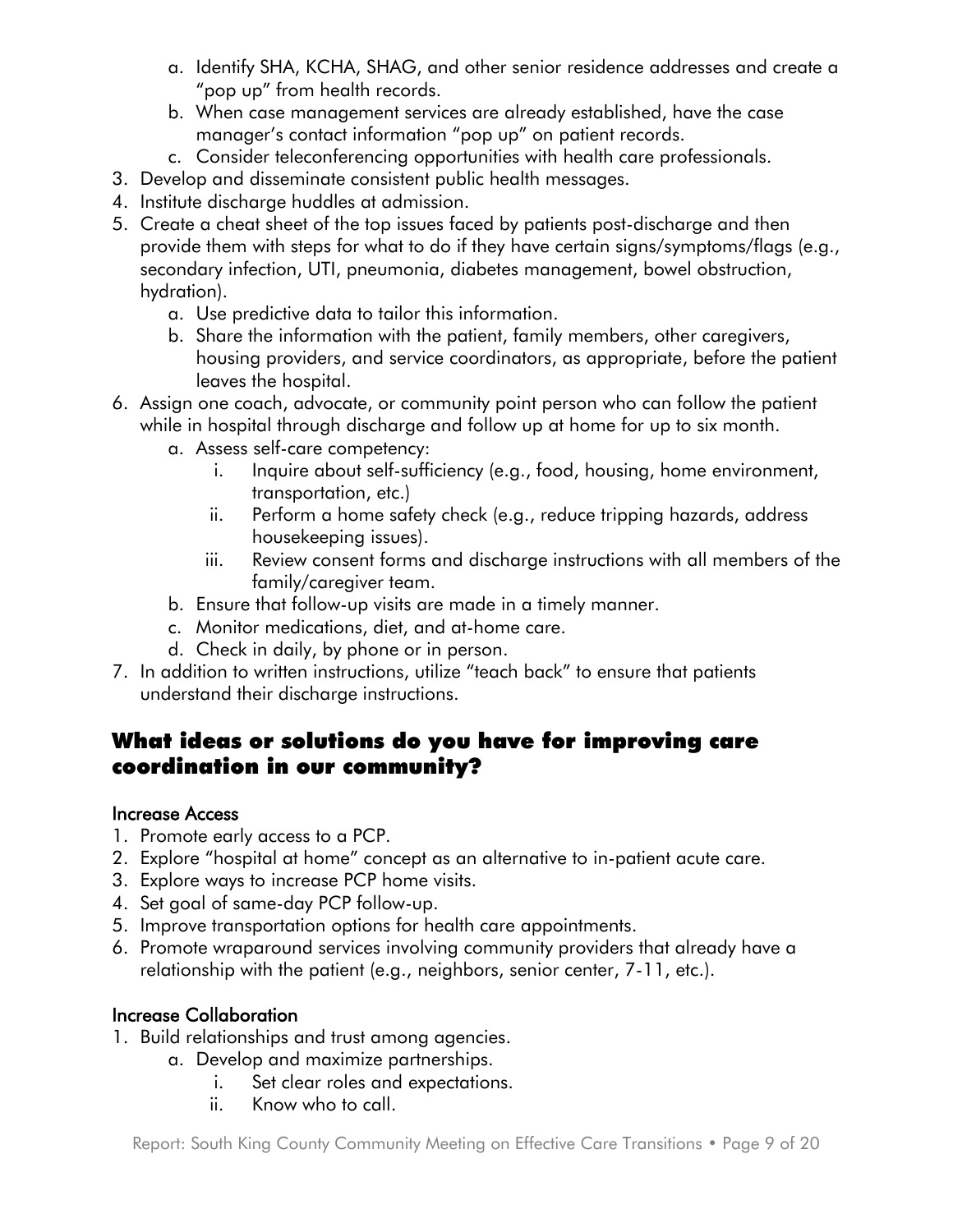a. Identify SHA, KCHA, SHAG, and other senior residence addresses and create a "pop up" from health records.
   b. When case management services are already established, have the case manager's contact information "pop up" on patient records.
   c. Consider teleconferencing opportunities with health care professionals.
3. Develop and disseminate consistent public health messages.
4. Institute discharge huddles at admission.
5. Create a cheat sheet of the top issues faced by patients post-discharge and then provide them with steps for what to do if they have certain signs/symptoms/flags (e.g., secondary infection, UTI, pneumonia, diabetes management, bowel obstruction, hydration).
   a. Use predictive data to tailor this information.
   b. Share the information with the patient, family members, other caregivers, housing providers, and service coordinators, as appropriate, before the patient leaves the hospital.
6. Assign one coach, advocate, or community point person who can follow the patient while in hospital through discharge and follow up at home for up to six month.
   a. Assess self-care competency:
      i. Inquire about self-sufficiency (e.g., food, housing, home environment, transportation, etc.)
      ii. Perform a home safety check (e.g., reduce tripping hazards, address housekeeping issues).
      iii. Review consent forms and discharge instructions with all members of the family/caregiver team.
   b. Ensure that follow-up visits are made in a timely manner.
   c. Monitor medications, diet, and at-home care.
   d. Check in daily, by phone or in person.
7. In addition to written instructions, utilize "teach back" to ensure that patients understand their discharge instructions.

## What ideas or solutions do you have for improving care coordination in our community?

### Increase Access

1. Promote early access to a PCP.
2. Explore "hospital at home" concept as an alternative to in-patient acute care.
3. Explore ways to increase PCP home visits.
4. Set goal of same-day PCP follow-up.
5. Improve transportation options for health care appointments.
6. Promote wraparound services involving community providers that already have a relationship with the patient (e.g., neighbors, senior center, 7-11, etc.).

### Increase Collaboration

1. Build relationships and trust among agencies.
   a. Develop and maximize partnerships.
      i. Set clear roles and expectations.
      ii. Know who to call.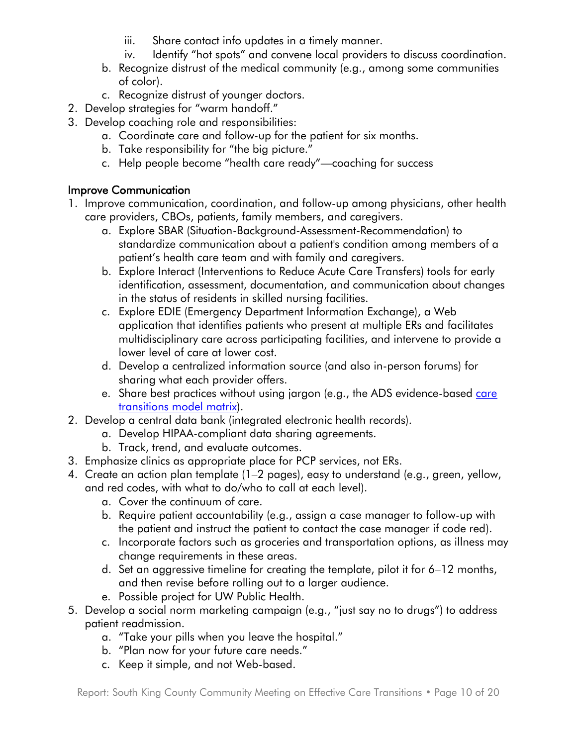iii. Share contact info updates in a timely manner.
    iv. Identify "hot spots" and convene local providers to discuss coordination.
  b. Recognize distrust of the medical community (e.g., among some communities of color).
  c. Recognize distrust of younger doctors.
2. Develop strategies for "warm handoff."
3. Develop coaching role and responsibilities:
    a. Coordinate care and follow-up for the patient for six months.
    b. Take responsibility for "the big picture."
    c. Help people become "health care ready"—coaching for success

### Improve Communication

1. Improve communication, coordination, and follow-up among physicians, other health care providers, CBOs, patients, family members, and caregivers.
    a. Explore SBAR (Situation-Background-Assessment-Recommendation) to standardize communication about a patient's condition among members of a patient's health care team and with family and caregivers.
    b. Explore Interact (Interventions to Reduce Acute Care Transfers) tools for early identification, assessment, documentation, and communication about changes in the status of residents in skilled nursing facilities.
    c. Explore EDIE (Emergency Department Information Exchange), a Web application that identifies patients who present at multiple ERs and facilitates multidisciplinary care across participating facilities, and intervene to provide a lower level of care at lower cost.
    d. Develop a centralized information source (and also in-person forums) for sharing what each provider offers.
    e. Share best practices without using jargon (e.g., the ADS evidence-based care transitions model matrix).
2. Develop a central data bank (integrated electronic health records).
    a. Develop HIPAA-compliant data sharing agreements.
    b. Track, trend, and evaluate outcomes.
3. Emphasize clinics as appropriate place for PCP services, not ERs.
4. Create an action plan template (1–2 pages), easy to understand (e.g., green, yellow, and red codes, with what to do/who to call at each level).
    a. Cover the continuum of care.
    b. Require patient accountability (e.g., assign a case manager to follow-up with the patient and instruct the patient to contact the case manager if code red).
    c. Incorporate factors such as groceries and transportation options, as illness may change requirements in these areas.
    d. Set an aggressive timeline for creating the template, pilot it for 6–12 months, and then revise before rolling out to a larger audience.
    e. Possible project for UW Public Health.
5. Develop a social norm marketing campaign (e.g., "just say no to drugs") to address patient readmission.
    a. "Take your pills when you leave the hospital."
    b. "Plan now for your future care needs."
    c. Keep it simple, and not Web-based.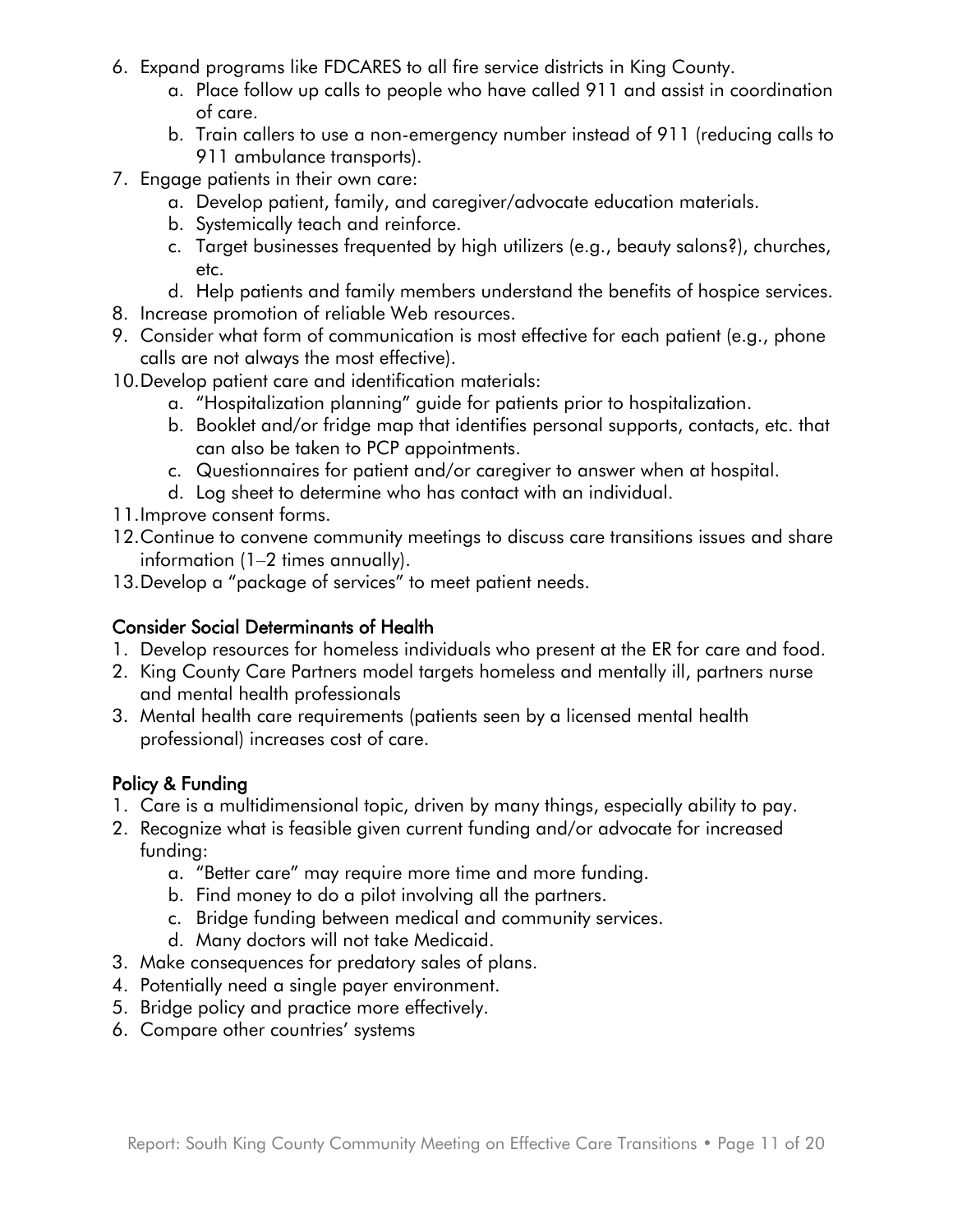6. Expand programs like FDCARES to all fire service districts in King County.
    a. Place follow up calls to people who have called 911 and assist in coordination of care.
    b. Train callers to use a non-emergency number instead of 911 (reducing calls to 911 ambulance transports).
7. Engage patients in their own care:
    a. Develop patient, family, and caregiver/advocate education materials.
    b. Systemically teach and reinforce.
    c. Target businesses frequented by high utilizers (e.g., beauty salons?), churches, etc.
    d. Help patients and family members understand the benefits of hospice services.
8. Increase promotion of reliable Web resources.
9. Consider what form of communication is most effective for each patient (e.g., phone calls are not always the most effective).
10. Develop patient care and identification materials:
    a. "Hospitalization planning" guide for patients prior to hospitalization.
    b. Booklet and/or fridge map that identifies personal supports, contacts, etc. that can also be taken to PCP appointments.
    c. Questionnaires for patient and/or caregiver to answer when at hospital.
    d. Log sheet to determine who has contact with an individual.
11. Improve consent forms.
12. Continue to convene community meetings to discuss care transitions issues and share information (1–2 times annually).
13. Develop a "package of services" to meet patient needs.

## Consider Social Determinants of Health

1. Develop resources for homeless individuals who present at the ER for care and food.
2. King County Care Partners model targets homeless and mentally ill, partners nurse and mental health professionals
3. Mental health care requirements (patients seen by a licensed mental health professional) increases cost of care.

## Policy & Funding

1. Care is a multidimensional topic, driven by many things, especially ability to pay.
2. Recognize what is feasible given current funding and/or advocate for increased funding:
    a. "Better care" may require more time and more funding.
    b. Find money to do a pilot involving all the partners.
    c. Bridge funding between medical and community services.
    d. Many doctors will not take Medicaid.
3. Make consequences for predatory sales of plans.
4. Potentially need a single payer environment.
5. Bridge policy and practice more effectively.
6. Compare other countries' systems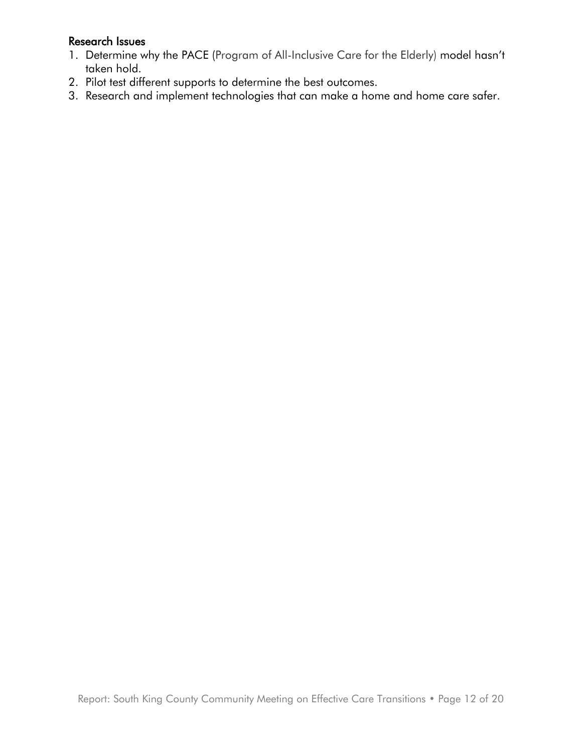### Research Issues

1. Determine why the PACE (Program of All-Inclusive Care for the Elderly) model hasn't taken hold.
2. Pilot test different supports to determine the best outcomes.
3. Research and implement technologies that can make a home and home care safer.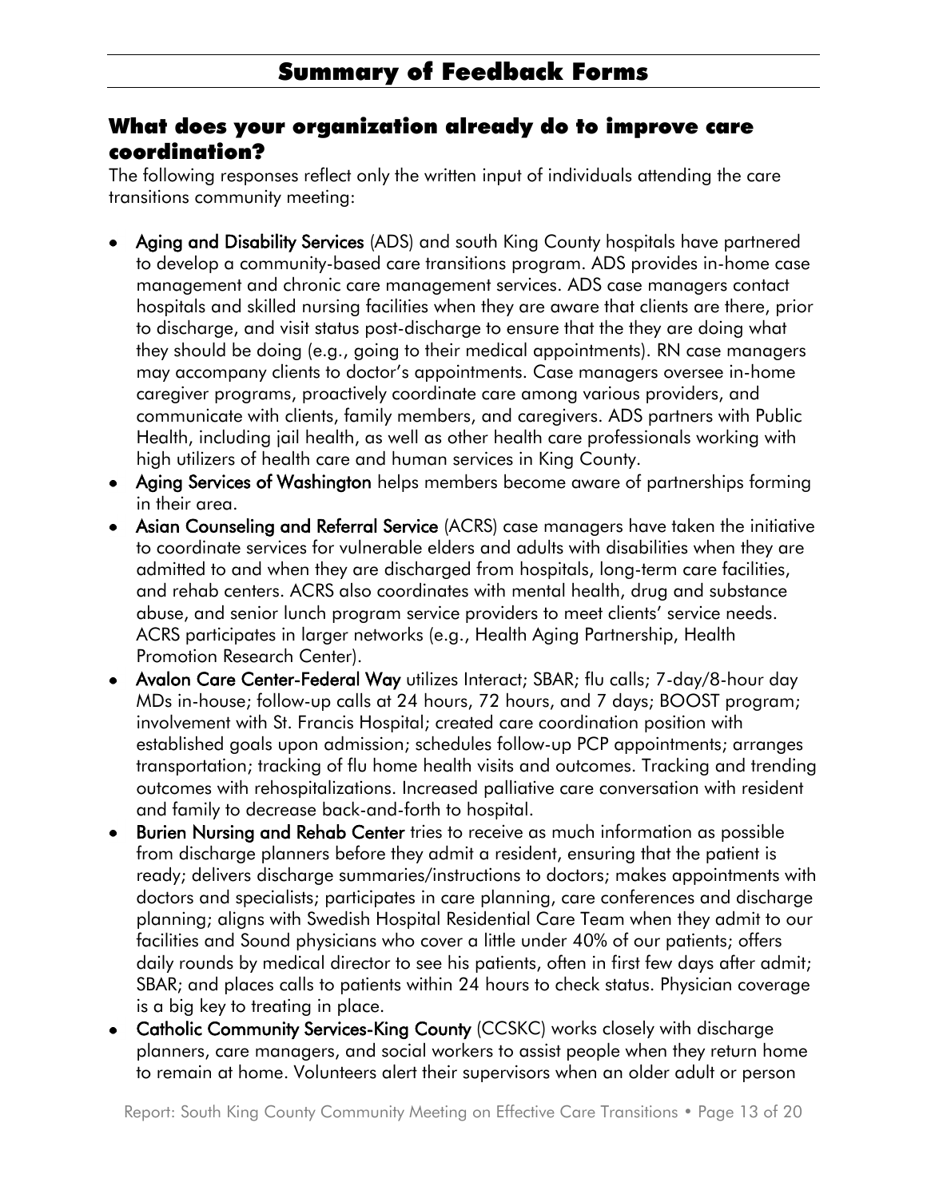# Summary of Feedback Forms

## What does your organization already do to improve care coordination?

The following responses reflect only the written input of individuals attending the care transitions community meeting:

- **Aging and Disability Services** (ADS) and south King County hospitals have partnered to develop a community-based care transitions program. ADS provides in-home case management and chronic care management services. ADS case managers contact hospitals and skilled nursing facilities when they are aware that clients are there, prior to discharge, and visit status post-discharge to ensure that the they are doing what they should be doing (e.g., going to their medical appointments). RN case managers may accompany clients to doctor's appointments. Case managers oversee in-home caregiver programs, proactively coordinate care among various providers, and communicate with clients, family members, and caregivers. ADS partners with Public Health, including jail health, as well as other health care professionals working with high utilizers of health care and human services in King County.
- **Aging Services of Washington** helps members become aware of partnerships forming in their area.
- **Asian Counseling and Referral Service** (ACRS) case managers have taken the initiative to coordinate services for vulnerable elders and adults with disabilities when they are admitted to and when they are discharged from hospitals, long-term care facilities, and rehab centers. ACRS also coordinates with mental health, drug and substance abuse, and senior lunch program service providers to meet clients' service needs. ACRS participates in larger networks (e.g., Health Aging Partnership, Health Promotion Research Center).
- **Avalon Care Center-Federal Way** utilizes Interact; SBAR; flu calls; 7-day/8-hour day MDs in-house; follow-up calls at 24 hours, 72 hours, and 7 days; BOOST program; involvement with St. Francis Hospital; created care coordination position with established goals upon admission; schedules follow-up PCP appointments; arranges transportation; tracking of flu home health visits and outcomes. Tracking and trending outcomes with rehospitalizations. Increased palliative care conversation with resident and family to decrease back-and-forth to hospital.
- **Burien Nursing and Rehab Center** tries to receive as much information as possible from discharge planners before they admit a resident, ensuring that the patient is ready; delivers discharge summaries/instructions to doctors; makes appointments with doctors and specialists; participates in care planning, care conferences and discharge planning; aligns with Swedish Hospital Residential Care Team when they admit to our facilities and Sound physicians who cover a little under 40% of our patients; offers daily rounds by medical director to see his patients, often in first few days after admit; SBAR; and places calls to patients within 24 hours to check status. Physician coverage is a big key to treating in place.
- **Catholic Community Services-King County** (CCSKC) works closely with discharge planners, care managers, and social workers to assist people when they return home to remain at home. Volunteers alert their supervisors when an older adult or person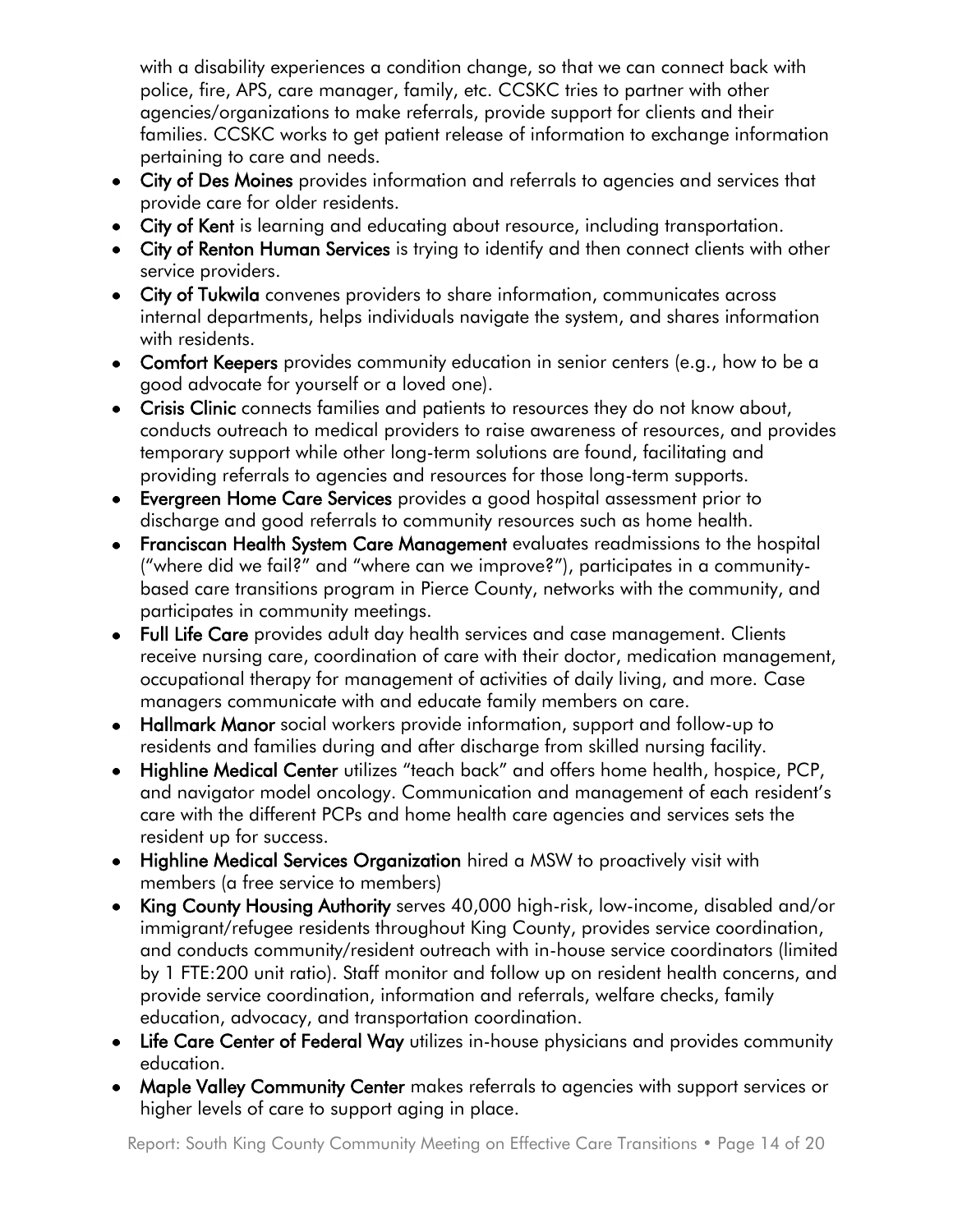with a disability experiences a condition change, so that we can connect back with police, fire, APS, care manager, family, etc. CCSKC tries to partner with other agencies/organizations to make referrals, provide support for clients and their families. CCSKC works to get patient release of information to exchange information pertaining to care and needs.

- **City of Des Moines** provides information and referrals to agencies and services that provide care for older residents.
- **City of Kent** is learning and educating about resource, including transportation.
- **City of Renton Human Services** is trying to identify and then connect clients with other service providers.
- **City of Tukwila** convenes providers to share information, communicates across internal departments, helps individuals navigate the system, and shares information with residents.
- **Comfort Keepers** provides community education in senior centers (e.g., how to be a good advocate for yourself or a loved one).
- **Crisis Clinic** connects families and patients to resources they do not know about, conducts outreach to medical providers to raise awareness of resources, and provides temporary support while other long-term solutions are found, facilitating and providing referrals to agencies and resources for those long-term supports.
- **Evergreen Home Care Services** provides a good hospital assessment prior to discharge and good referrals to community resources such as home health.
- **Franciscan Health System Care Management** evaluates readmissions to the hospital ("where did we fail?" and "where can we improve?"), participates in a community-based care transitions program in Pierce County, networks with the community, and participates in community meetings.
- **Full Life Care** provides adult day health services and case management. Clients receive nursing care, coordination of care with their doctor, medication management, occupational therapy for management of activities of daily living, and more. Case managers communicate with and educate family members on care.
- **Hallmark Manor** social workers provide information, support and follow-up to residents and families during and after discharge from skilled nursing facility.
- **Highline Medical Center** utilizes "teach back" and offers home health, hospice, PCP, and navigator model oncology. Communication and management of each resident's care with the different PCPs and home health care agencies and services sets the resident up for success.
- **Highline Medical Services Organization** hired a MSW to proactively visit with members (a free service to members)
- **King County Housing Authority** serves 40,000 high-risk, low-income, disabled and/or immigrant/refugee residents throughout King County, provides service coordination, and conducts community/resident outreach with in-house service coordinators (limited by 1 FTE:200 unit ratio). Staff monitor and follow up on resident health concerns, and provide service coordination, information and referrals, welfare checks, family education, advocacy, and transportation coordination.
- **Life Care Center of Federal Way** utilizes in-house physicians and provides community education.
- **Maple Valley Community Center** makes referrals to agencies with support services or higher levels of care to support aging in place.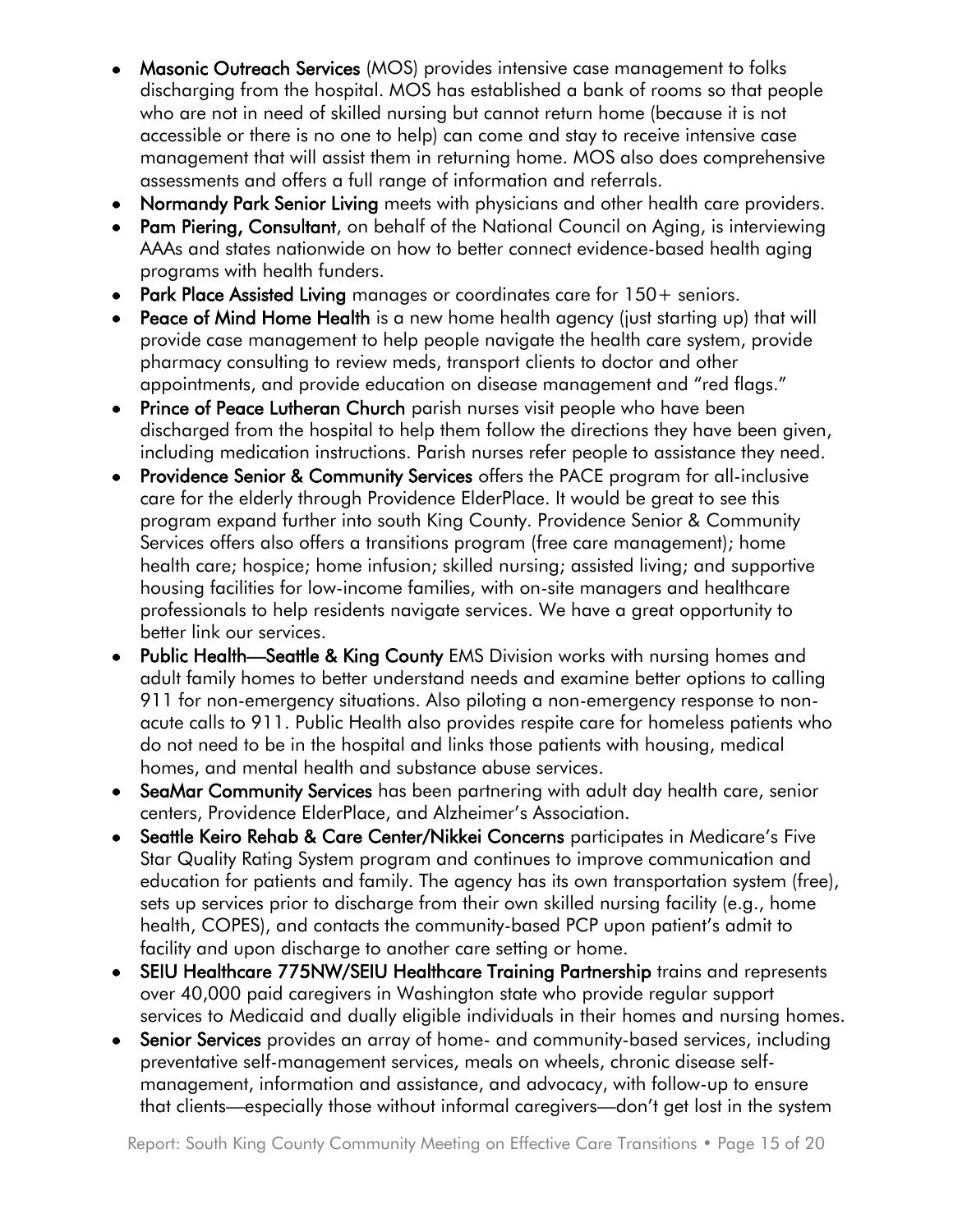- **Masonic Outreach Services** (MOS) provides intensive case management to folks discharging from the hospital. MOS has established a bank of rooms so that people who are not in need of skilled nursing but cannot return home (because it is not accessible or there is no one to help) can come and stay to receive intensive case management that will assist them in returning home. MOS also does comprehensive assessments and offers a full range of information and referrals.
- **Normandy Park Senior Living** meets with physicians and other health care providers.
- **Pam Piering, Consultant**, on behalf of the National Council on Aging, is interviewing AAAs and states nationwide on how to better connect evidence-based health aging programs with health funders.
- **Park Place Assisted Living** manages or coordinates care for 150+ seniors.
- **Peace of Mind Home Health** is a new home health agency (just starting up) that will provide case management to help people navigate the health care system, provide pharmacy consulting to review meds, transport clients to doctor and other appointments, and provide education on disease management and "red flags."
- **Prince of Peace Lutheran Church** parish nurses visit people who have been discharged from the hospital to help them follow the directions they have been given, including medication instructions. Parish nurses refer people to assistance they need.
- **Providence Senior & Community Services** offers the PACE program for all-inclusive care for the elderly through Providence ElderPlace. It would be great to see this program expand further into south King County. Providence Senior & Community Services offers also offers a transitions program (free care management); home health care; hospice; home infusion; skilled nursing; assisted living; and supportive housing facilities for low-income families, with on-site managers and healthcare professionals to help residents navigate services. We have a great opportunity to better link our services.
- **Public Health—Seattle & King County** EMS Division works with nursing homes and adult family homes to better understand needs and examine better options to calling 911 for non-emergency situations. Also piloting a non-emergency response to non-acute calls to 911. Public Health also provides respite care for homeless patients who do not need to be in the hospital and links those patients with housing, medical homes, and mental health and substance abuse services.
- **SeaMar Community Services** has been partnering with adult day health care, senior centers, Providence ElderPlace, and Alzheimer's Association.
- **Seattle Keiro Rehab & Care Center/Nikkei Concerns** participates in Medicare's Five Star Quality Rating System program and continues to improve communication and education for patients and family. The agency has its own transportation system (free), sets up services prior to discharge from their own skilled nursing facility (e.g., home health, COPES), and contacts the community-based PCP upon patient's admit to facility and upon discharge to another care setting or home.
- **SEIU Healthcare 775NW/SEIU Healthcare Training Partnership** trains and represents over 40,000 paid caregivers in Washington state who provide regular support services to Medicaid and dually eligible individuals in their homes and nursing homes.
- **Senior Services** provides an array of home- and community-based services, including preventative self-management services, meals on wheels, chronic disease self-management, information and assistance, and advocacy, with follow-up to ensure that clients—especially those without informal caregivers—don't get lost in the system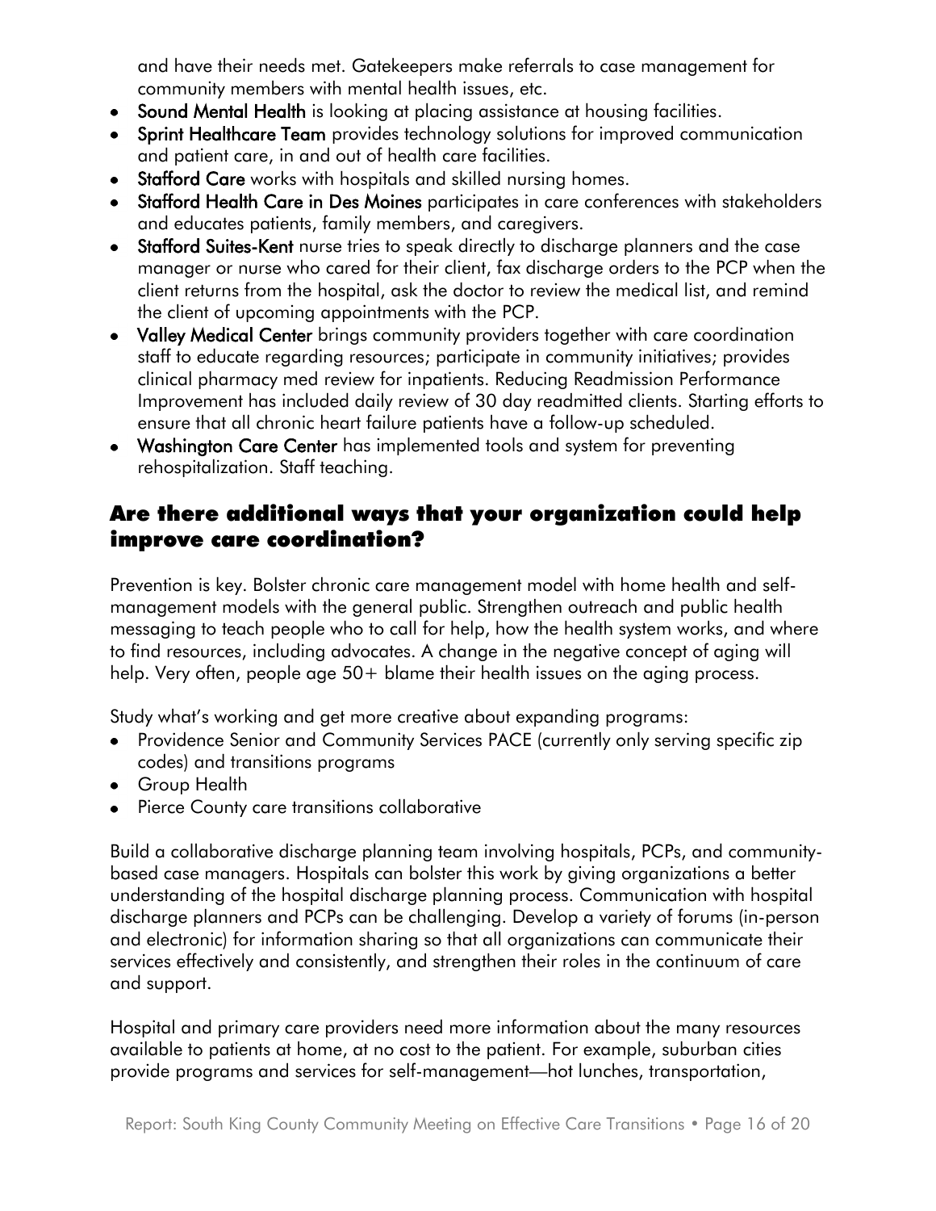and have their needs met. Gatekeepers make referrals to case management for community members with mental health issues, etc.

- **Sound Mental Health** is looking at placing assistance at housing facilities.
- **Sprint Healthcare Team** provides technology solutions for improved communication and patient care, in and out of health care facilities.
- **Stafford Care** works with hospitals and skilled nursing homes.
- **Stafford Health Care in Des Moines** participates in care conferences with stakeholders and educates patients, family members, and caregivers.
- **Stafford Suites-Kent** nurse tries to speak directly to discharge planners and the case manager or nurse who cared for their client, fax discharge orders to the PCP when the client returns from the hospital, ask the doctor to review the medical list, and remind the client of upcoming appointments with the PCP.
- **Valley Medical Center** brings community providers together with care coordination staff to educate regarding resources; participate in community initiatives; provides clinical pharmacy med review for inpatients. Reducing Readmission Performance Improvement has included daily review of 30 day readmitted clients. Starting efforts to ensure that all chronic heart failure patients have a follow-up scheduled.
- **Washington Care Center** has implemented tools and system for preventing rehospitalization. Staff teaching.

## Are there additional ways that your organization could help improve care coordination?

Prevention is key. Bolster chronic care management model with home health and self-management models with the general public. Strengthen outreach and public health messaging to teach people who to call for help, how the health system works, and where to find resources, including advocates. A change in the negative concept of aging will help. Very often, people age 50+ blame their health issues on the aging process.

Study what's working and get more creative about expanding programs:

- Providence Senior and Community Services PACE (currently only serving specific zip codes) and transitions programs
- Group Health
- Pierce County care transitions collaborative

Build a collaborative discharge planning team involving hospitals, PCPs, and community-based case managers. Hospitals can bolster this work by giving organizations a better understanding of the hospital discharge planning process. Communication with hospital discharge planners and PCPs can be challenging. Develop a variety of forums (in-person and electronic) for information sharing so that all organizations can communicate their services effectively and consistently, and strengthen their roles in the continuum of care and support.

Hospital and primary care providers need more information about the many resources available to patients at home, at no cost to the patient. For example, suburban cities provide programs and services for self-management—hot lunches, transportation,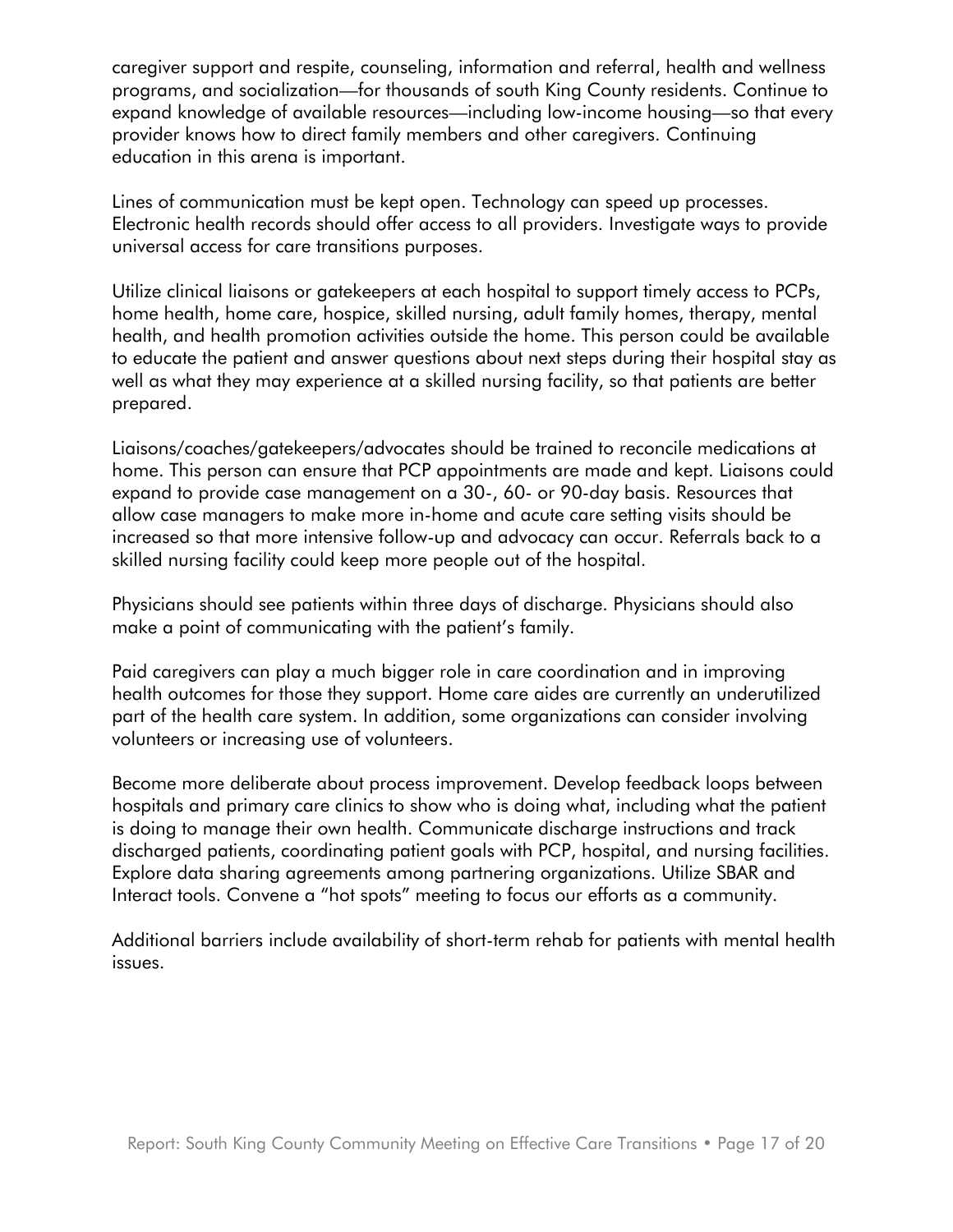caregiver support and respite, counseling, information and referral, health and wellness programs, and socialization—for thousands of south King County residents. Continue to expand knowledge of available resources—including low-income housing—so that every provider knows how to direct family members and other caregivers. Continuing education in this arena is important.

Lines of communication must be kept open. Technology can speed up processes. Electronic health records should offer access to all providers. Investigate ways to provide universal access for care transitions purposes.

Utilize clinical liaisons or gatekeepers at each hospital to support timely access to PCPs, home health, home care, hospice, skilled nursing, adult family homes, therapy, mental health, and health promotion activities outside the home. This person could be available to educate the patient and answer questions about next steps during their hospital stay as well as what they may experience at a skilled nursing facility, so that patients are better prepared.

Liaisons/coaches/gatekeepers/advocates should be trained to reconcile medications at home. This person can ensure that PCP appointments are made and kept. Liaisons could expand to provide case management on a 30-, 60- or 90-day basis. Resources that allow case managers to make more in-home and acute care setting visits should be increased so that more intensive follow-up and advocacy can occur. Referrals back to a skilled nursing facility could keep more people out of the hospital.

Physicians should see patients within three days of discharge. Physicians should also make a point of communicating with the patient's family.

Paid caregivers can play a much bigger role in care coordination and in improving health outcomes for those they support. Home care aides are currently an underutilized part of the health care system. In addition, some organizations can consider involving volunteers or increasing use of volunteers.

Become more deliberate about process improvement. Develop feedback loops between hospitals and primary care clinics to show who is doing what, including what the patient is doing to manage their own health. Communicate discharge instructions and track discharged patients, coordinating patient goals with PCP, hospital, and nursing facilities. Explore data sharing agreements among partnering organizations. Utilize SBAR and Interact tools. Convene a "hot spots" meeting to focus our efforts as a community.

Additional barriers include availability of short-term rehab for patients with mental health issues.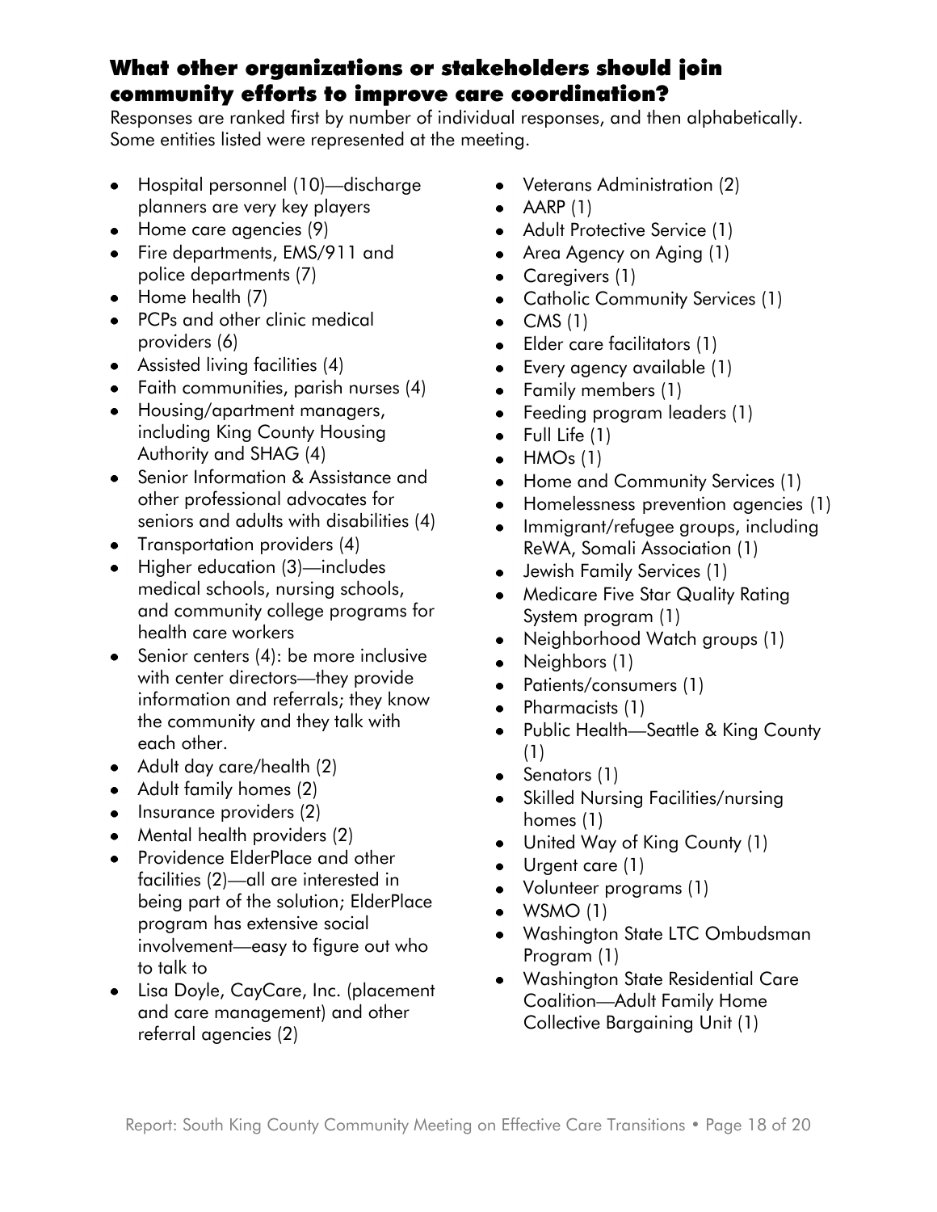## What other organizations or stakeholders should join community efforts to improve care coordination?

Responses are ranked first by number of individual responses, and then alphabetically. Some entities listed were represented at the meeting.

- Hospital personnel (10)—discharge planners are very key players
- Home care agencies (9)
- Fire departments, EMS/911 and police departments (7)
- Home health (7)
- PCPs and other clinic medical providers (6)
- Assisted living facilities (4)
- Faith communities, parish nurses (4)
- Housing/apartment managers, including King County Housing Authority and SHAG (4)
- Senior Information & Assistance and other professional advocates for seniors and adults with disabilities (4)
- Transportation providers (4)
- Higher education (3)—includes medical schools, nursing schools, and community college programs for health care workers
- Senior centers (4): be more inclusive with center directors—they provide information and referrals; they know the community and they talk with each other.
- Adult day care/health (2)
- Adult family homes (2)
- Insurance providers (2)
- Mental health providers (2)
- Providence ElderPlace and other facilities (2)—all are interested in being part of the solution; ElderPlace program has extensive social involvement—easy to figure out who to talk to
- Lisa Doyle, CayCare, Inc. (placement and care management) and other referral agencies (2)
- Veterans Administration (2)
- AARP (1)
- Adult Protective Service (1)
- Area Agency on Aging (1)
- Caregivers (1)
- Catholic Community Services (1)
- CMS (1)
- Elder care facilitators (1)
- Every agency available (1)
- Family members (1)
- Feeding program leaders (1)
- Full Life (1)
- HMOs (1)
- Home and Community Services (1)
- Homelessness prevention agencies (1)
- Immigrant/refugee groups, including ReWA, Somali Association (1)
- Jewish Family Services (1)
- Medicare Five Star Quality Rating System program (1)
- Neighborhood Watch groups (1)
- Neighbors (1)
- Patients/consumers (1)
- Pharmacists (1)
- Public Health—Seattle & King County (1)
- Senators (1)
- Skilled Nursing Facilities/nursing homes (1)
- United Way of King County (1)
- Urgent care (1)
- Volunteer programs (1)
- WSMO (1)
- Washington State LTC Ombudsman Program (1)
- Washington State Residential Care Coalition—Adult Family Home Collective Bargaining Unit (1)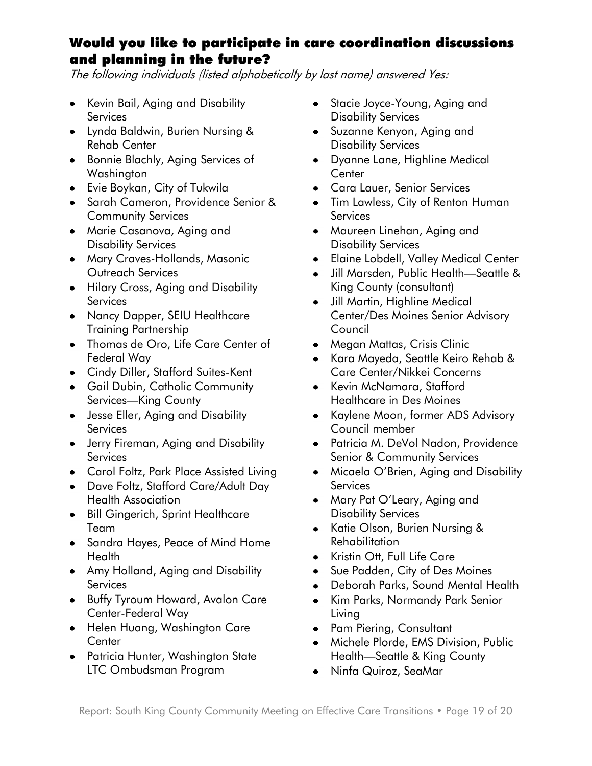## Would you like to participate in care coordination discussions and planning in the future?

*The following individuals (listed alphabetically by last name) answered Yes:*

- Kevin Bail, Aging and Disability Services
- Lynda Baldwin, Burien Nursing & Rehab Center
- Bonnie Blachly, Aging Services of Washington
- Evie Boykan, City of Tukwila
- Sarah Cameron, Providence Senior & Community Services
- Marie Casanova, Aging and Disability Services
- Mary Craves-Hollands, Masonic Outreach Services
- Hilary Cross, Aging and Disability Services
- Nancy Dapper, SEIU Healthcare Training Partnership
- Thomas de Oro, Life Care Center of Federal Way
- Cindy Diller, Stafford Suites-Kent
- Gail Dubin, Catholic Community Services—King County
- Jesse Eller, Aging and Disability Services
- Jerry Fireman, Aging and Disability Services
- Carol Foltz, Park Place Assisted Living
- Dave Foltz, Stafford Care/Adult Day Health Association
- Bill Gingerich, Sprint Healthcare Team
- Sandra Hayes, Peace of Mind Home Health
- Amy Holland, Aging and Disability Services
- Buffy Tyroum Howard, Avalon Care Center-Federal Way
- Helen Huang, Washington Care Center
- Patricia Hunter, Washington State LTC Ombudsman Program
- Stacie Joyce-Young, Aging and Disability Services
- Suzanne Kenyon, Aging and Disability Services
- Dyanne Lane, Highline Medical Center
- Cara Lauer, Senior Services
- Tim Lawless, City of Renton Human Services
- Maureen Linehan, Aging and Disability Services
- Elaine Lobdell, Valley Medical Center
- Jill Marsden, Public Health—Seattle & King County (consultant)
- Jill Martin, Highline Medical Center/Des Moines Senior Advisory Council
- Megan Mattas, Crisis Clinic
- Kara Mayeda, Seattle Keiro Rehab & Care Center/Nikkei Concerns
- Kevin McNamara, Stafford Healthcare in Des Moines
- Kaylene Moon, former ADS Advisory Council member
- Patricia M. DeVol Nadon, Providence Senior & Community Services
- Micaela O'Brien, Aging and Disability Services
- Mary Pat O'Leary, Aging and Disability Services
- Katie Olson, Burien Nursing & Rehabilitation
- Kristin Ott, Full Life Care
- Sue Padden, City of Des Moines
- Deborah Parks, Sound Mental Health
- Kim Parks, Normandy Park Senior Living
- Pam Piering, Consultant
- Michele Plorde, EMS Division, Public Health—Seattle & King County
- Ninfa Quiroz, SeaMar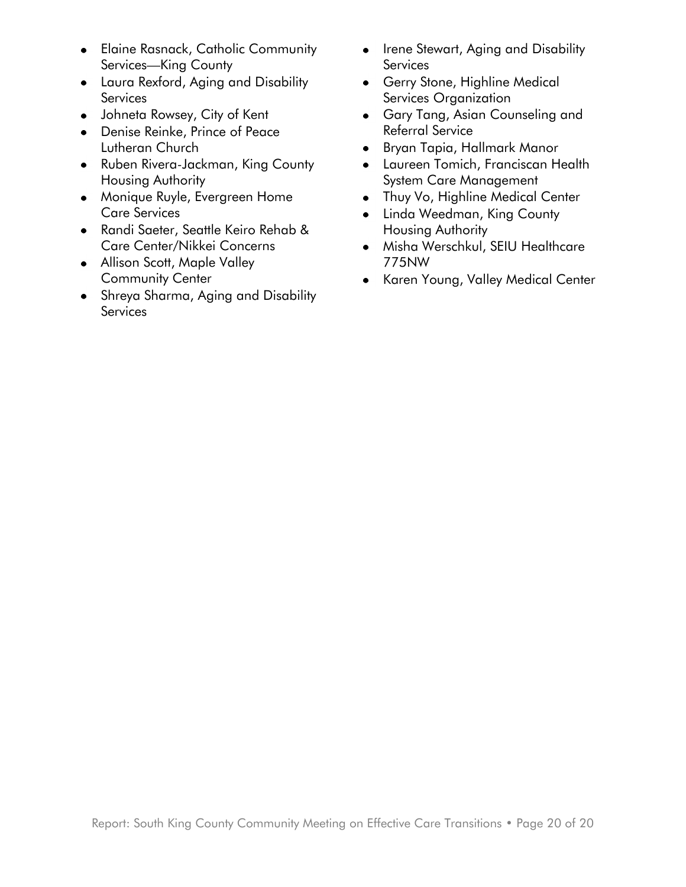- Elaine Rasnack, Catholic Community Services—King County
- Laura Rexford, Aging and Disability Services
- Johneta Rowsey, City of Kent
- Denise Reinke, Prince of Peace Lutheran Church
- Ruben Rivera-Jackman, King County Housing Authority
- Monique Ruyle, Evergreen Home Care Services
- Randi Saeter, Seattle Keiro Rehab & Care Center/Nikkei Concerns
- Allison Scott, Maple Valley Community Center
- Shreya Sharma, Aging and Disability Services
- Irene Stewart, Aging and Disability Services
- Gerry Stone, Highline Medical Services Organization
- Gary Tang, Asian Counseling and Referral Service
- Bryan Tapia, Hallmark Manor
- Laureen Tomich, Franciscan Health System Care Management
- Thuy Vo, Highline Medical Center
- Linda Weedman, King County Housing Authority
- Misha Werschkul, SEIU Healthcare 775NW
- Karen Young, Valley Medical Center